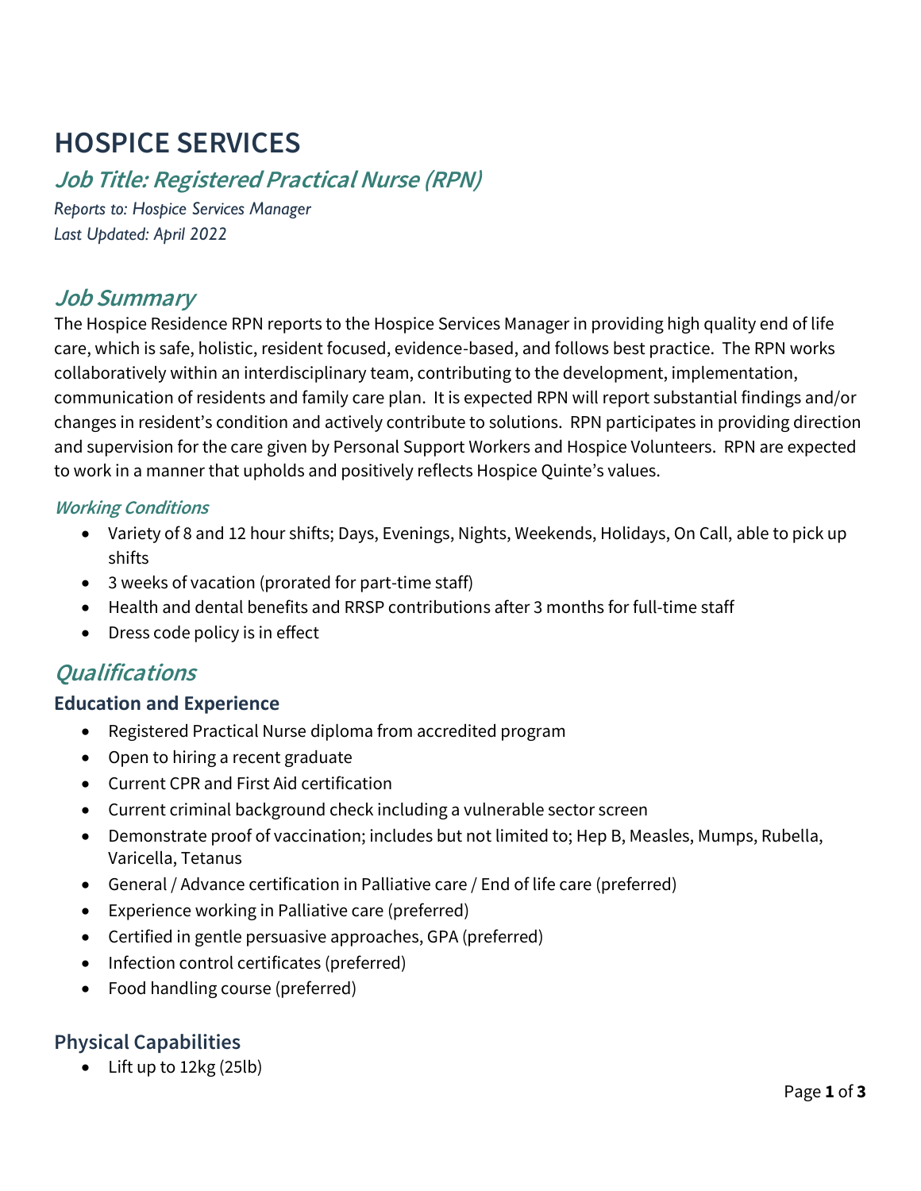# HOSPICE SERVICES

## *Job Title: Registered Practical Nurse (RPN)*

*Reports to: Hospice Services Manager*
*Last Updated: April 2022*

## *Job Summary*

The Hospice Residence RPN reports to the Hospice Services Manager in providing high quality end of life care, which is safe, holistic, resident focused, evidence-based, and follows best practice. The RPN works collaboratively within an interdisciplinary team, contributing to the development, implementation, communication of residents and family care plan. It is expected RPN will report substantial findings and/or changes in resident's condition and actively contribute to solutions. RPN participates in providing direction and supervision for the care given by Personal Support Workers and Hospice Volunteers. RPN are expected to work in a manner that upholds and positively reflects Hospice Quinte's values.

### *Working Conditions*

- Variety of 8 and 12 hour shifts; Days, Evenings, Nights, Weekends, Holidays, On Call, able to pick up shifts
- 3 weeks of vacation (prorated for part-time staff)
- Health and dental benefits and RRSP contributions after 3 months for full-time staff
- Dress code policy is in effect

## *Qualifications*

### Education and Experience

- Registered Practical Nurse diploma from accredited program
- Open to hiring a recent graduate
- Current CPR and First Aid certification
- Current criminal background check including a vulnerable sector screen
- Demonstrate proof of vaccination; includes but not limited to; Hep B, Measles, Mumps, Rubella, Varicella, Tetanus
- General / Advance certification in Palliative care / End of life care (preferred)
- Experience working in Palliative care (preferred)
- Certified in gentle persuasive approaches, GPA (preferred)
- Infection control certificates (preferred)
- Food handling course (preferred)

### Physical Capabilities

- Lift up to 12kg (25lb)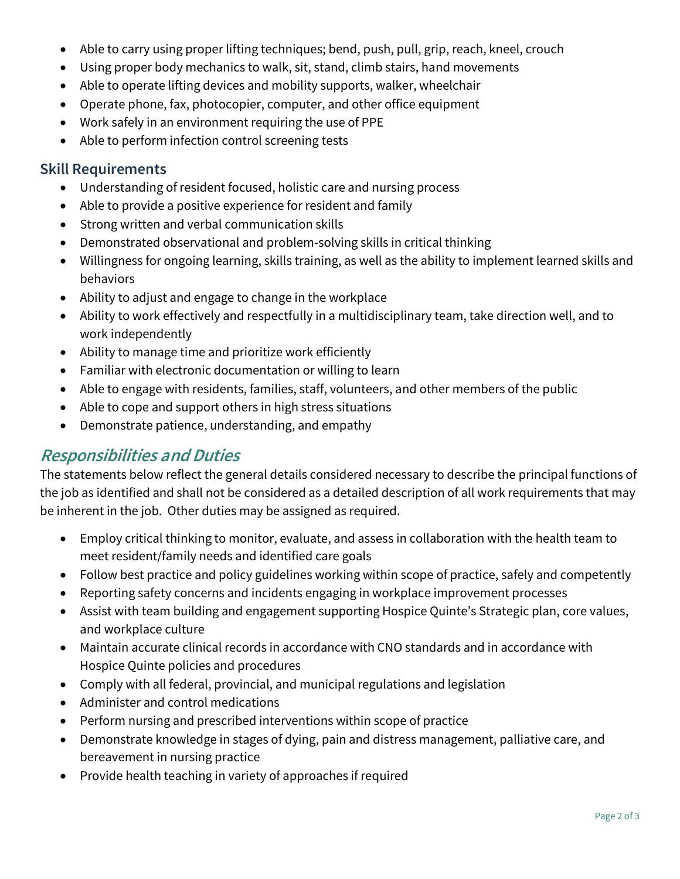- Able to carry using proper lifting techniques; bend, push, pull, grip, reach, kneel, crouch
- Using proper body mechanics to walk, sit, stand, climb stairs, hand movements
- Able to operate lifting devices and mobility supports, walker, wheelchair
- Operate phone, fax, photocopier, computer, and other office equipment
- Work safely in an environment requiring the use of PPE
- Able to perform infection control screening tests

### Skill Requirements

- Understanding of resident focused, holistic care and nursing process
- Able to provide a positive experience for resident and family
- Strong written and verbal communication skills
- Demonstrated observational and problem-solving skills in critical thinking
- Willingness for ongoing learning, skills training, as well as the ability to implement learned skills and behaviors
- Ability to adjust and engage to change in the workplace
- Ability to work effectively and respectfully in a multidisciplinary team, take direction well, and to work independently
- Ability to manage time and prioritize work efficiently
- Familiar with electronic documentation or willing to learn
- Able to engage with residents, families, staff, volunteers, and other members of the public
- Able to cope and support others in high stress situations
- Demonstrate patience, understanding, and empathy

## *Responsibilities and Duties*

The statements below reflect the general details considered necessary to describe the principal functions of the job as identified and shall not be considered as a detailed description of all work requirements that may be inherent in the job. Other duties may be assigned as required.

- Employ critical thinking to monitor, evaluate, and assess in collaboration with the health team to meet resident/family needs and identified care goals
- Follow best practice and policy guidelines working within scope of practice, safely and competently
- Reporting safety concerns and incidents engaging in workplace improvement processes
- Assist with team building and engagement supporting Hospice Quinte's Strategic plan, core values, and workplace culture
- Maintain accurate clinical records in accordance with CNO standards and in accordance with Hospice Quinte policies and procedures
- Comply with all federal, provincial, and municipal regulations and legislation
- Administer and control medications
- Perform nursing and prescribed interventions within scope of practice
- Demonstrate knowledge in stages of dying, pain and distress management, palliative care, and bereavement in nursing practice
- Provide health teaching in variety of approaches if required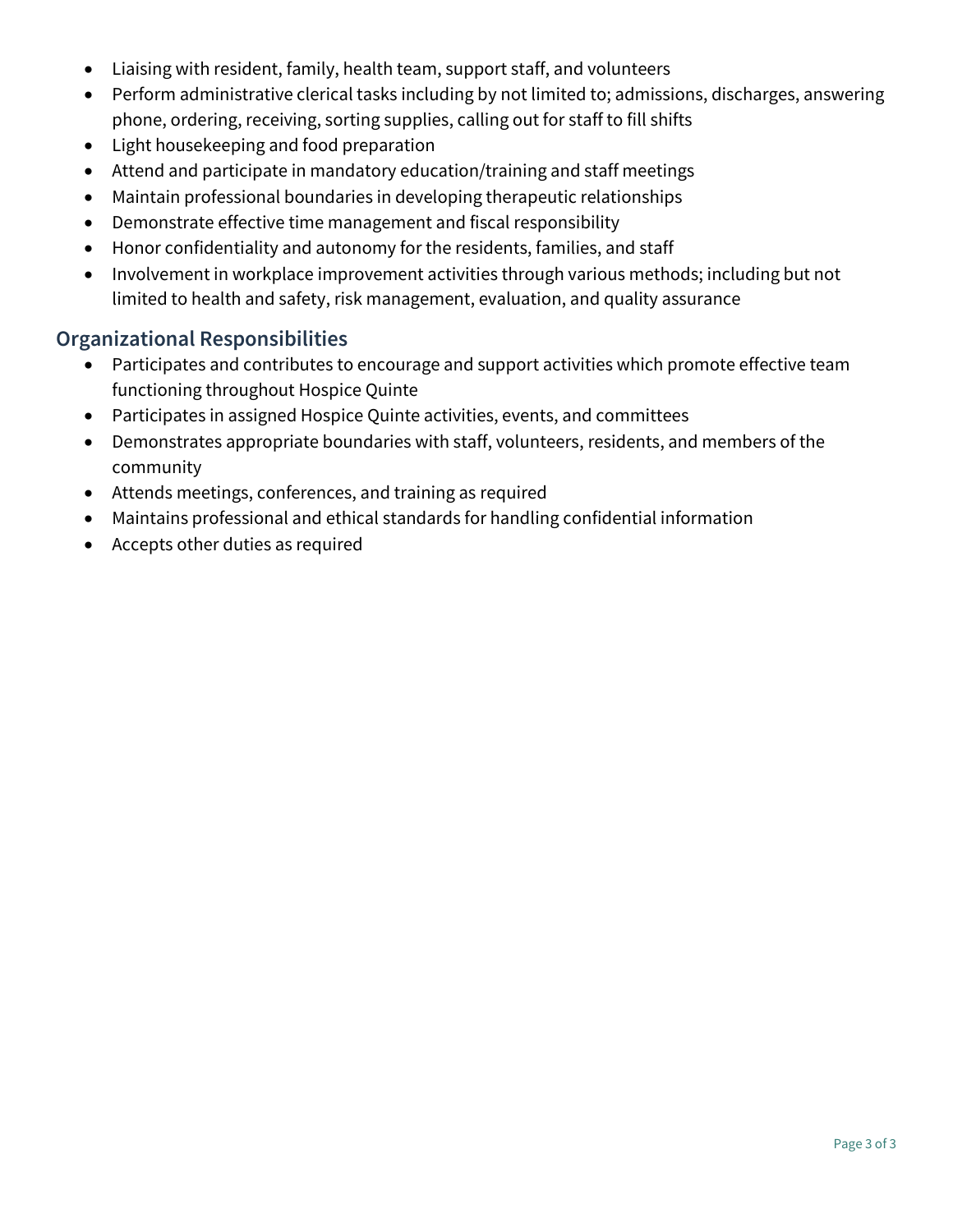- Liaising with resident, family, health team, support staff, and volunteers
- Perform administrative clerical tasks including by not limited to; admissions, discharges, answering phone, ordering, receiving, sorting supplies, calling out for staff to fill shifts
- Light housekeeping and food preparation
- Attend and participate in mandatory education/training and staff meetings
- Maintain professional boundaries in developing therapeutic relationships
- Demonstrate effective time management and fiscal responsibility
- Honor confidentiality and autonomy for the residents, families, and staff
- Involvement in workplace improvement activities through various methods; including but not limited to health and safety, risk management, evaluation, and quality assurance

## Organizational Responsibilities

- Participates and contributes to encourage and support activities which promote effective team functioning throughout Hospice Quinte
- Participates in assigned Hospice Quinte activities, events, and committees
- Demonstrates appropriate boundaries with staff, volunteers, residents, and members of the community
- Attends meetings, conferences, and training as required
- Maintains professional and ethical standards for handling confidential information
- Accepts other duties as required